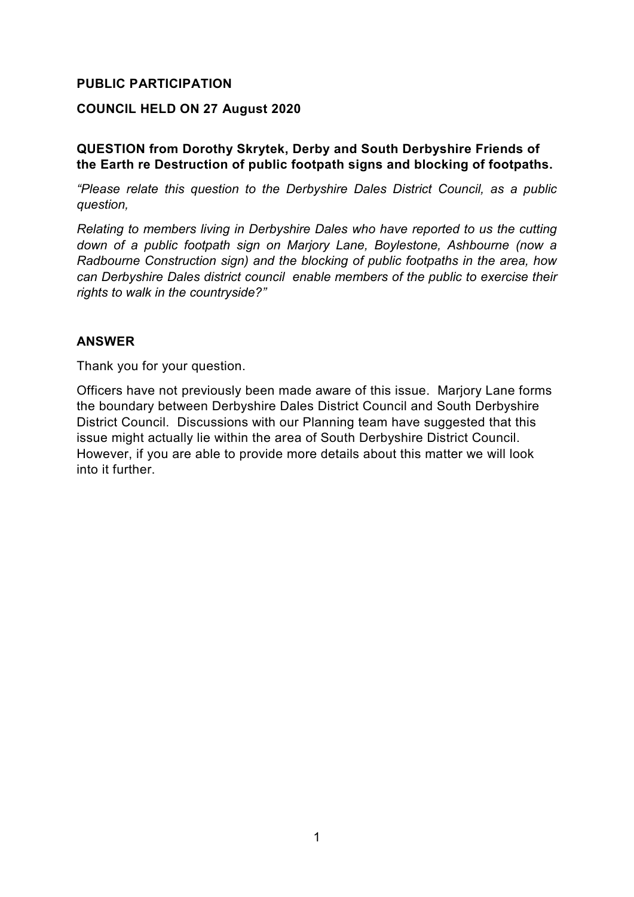**PUBLIC PARTICIPATION**

**COUNCIL HELD ON 27 August 2020**

**QUESTION from Dorothy Skrytek, Derby and South Derbyshire Friends of the Earth re Destruction of public footpath signs and blocking of footpaths.**

*"Please relate this question to the Derbyshire Dales District Council, as a public question,*

*Relating to members living in Derbyshire Dales who have reported to us the cutting down of a public footpath sign on Marjory Lane, Boylestone, Ashbourne (now a Radbourne Construction sign) and the blocking of public footpaths in the area, how can Derbyshire Dales district council enable members of the public to exercise their rights to walk in the countryside?"*

**ANSWER**

Thank you for your question.

Officers have not previously been made aware of this issue. Marjory Lane forms the boundary between Derbyshire Dales District Council and South Derbyshire District Council. Discussions within our Planning team have suggested that this issue might actually lie within the area of South Derbyshire District Council. However, if you are able to provide more details about this matter we will look into it further.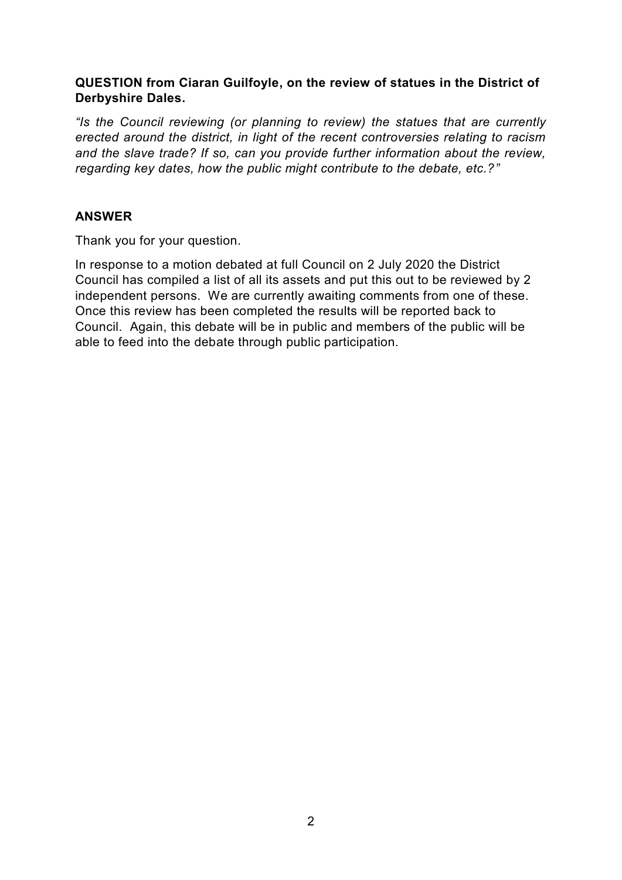**QUESTION from Ciaran Guilfoyle, on the review of statues in the District of Derbyshire Dales.**

*"Is the Council reviewing (or planning to review) the statues that are currently erected around the district, in light of the recent controversies relating to racism and the slave trade? If so, can you provide further information about the review, regarding key dates, how the public might contribute to the debate, etc.?"*

**ANSWER**

Thank you for your question.

In response to a motion debated at full Council on 2 July 2020 the District Council has compiled a list of all its assets and put this out to be reviewed by 2 independent persons. We are currently awaiting comments from one of these. Once this review has been completed the results will be reported back to Council. Again, this debate will be in public and members of the public will be able to feed into the debate through public participation.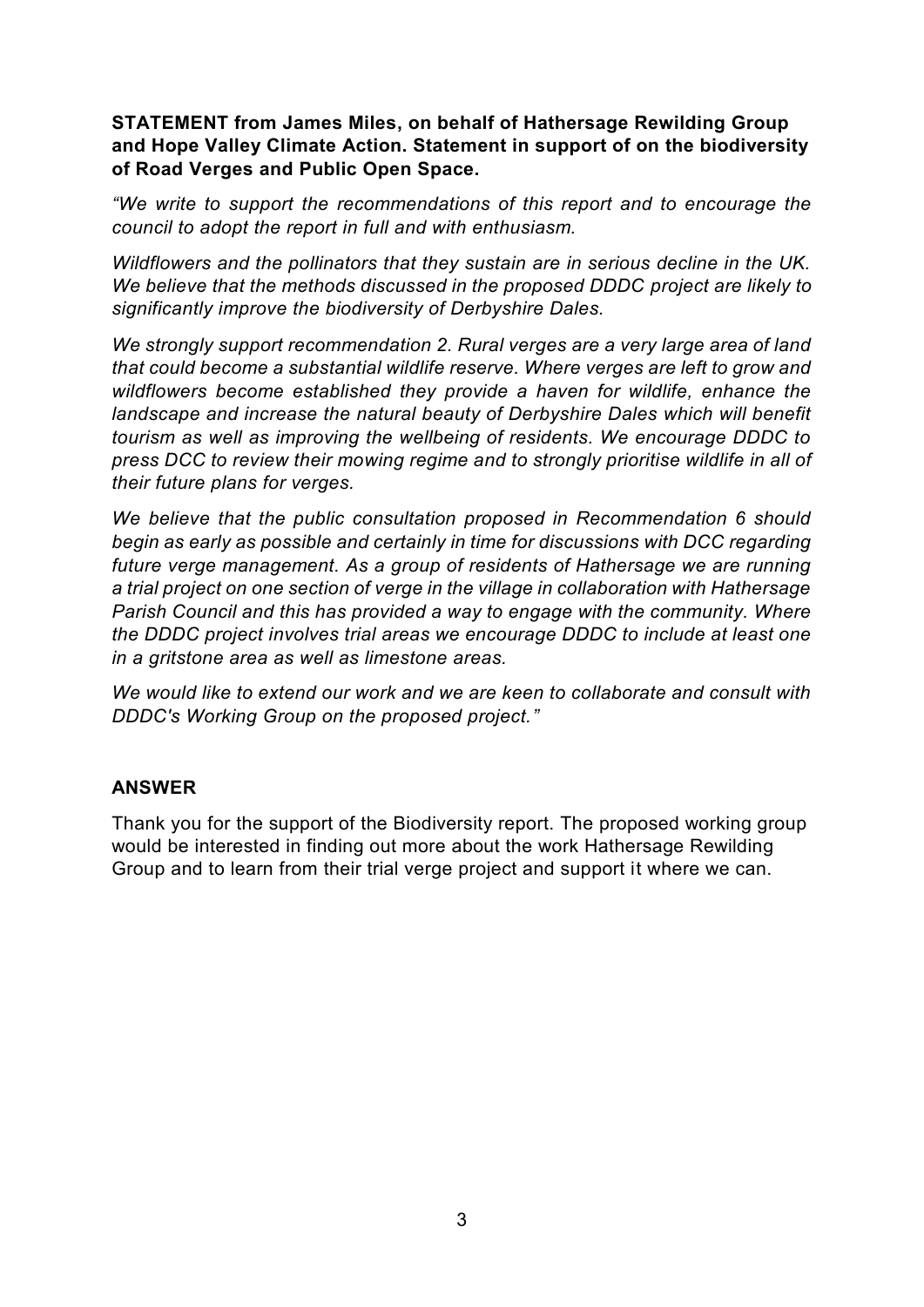**STATEMENT from James Miles, on behalf of Hathersage Rewilding Group and Hope Valley Climate Action. Statement in support of on the biodiversity of Road Verges and Public Open Space.**

*"We write to support the recommendations of this report and to encourage the council to adopt the report in full and with enthusiasm.*

*Wildflowers and the pollinators that they sustain are in serious decline in the UK. We believe that the methods discussed in the proposed DDDC project are likely to significantly improve the biodiversity of Derbyshire Dales.*

*We strongly support recommendation 2. Rural verges are a very large area of land that could become a substantial wildlife reserve. Where verges are left to grow and wildflowers become established they provide a haven for wildlife, enhance the landscape and increase the natural beauty of Derbyshire Dales which will benefit tourism as well as improving the wellbeing of residents. We encourage DDDC to press DCC to review their mowing regime and to strongly prioritise wildlife in all of their future plans for verges.*

*We believe that the public consultation proposed in Recommendation 6 should begin as early as possible and certainly in time for discussions with DCC regarding future verge management. As a group of residents of Hathersage we are running a trial project on one section of verge in the village in collaboration with Hathersage Parish Council and this has provided a way to engage with the community. Where the DDDC project involves trial areas we encourage DDDC to include at least one in a gritstone area as well as limestone areas.*

*We would like to extend our work and we are keen to collaborate and consult with DDDC's Working Group on the proposed project."*

**ANSWER**

Thank you for the support of the Biodiversity report. The proposed working group would be interested in finding out more about the work Hathersage Rewilding Group and to learn from their trial verge project and support it where we can.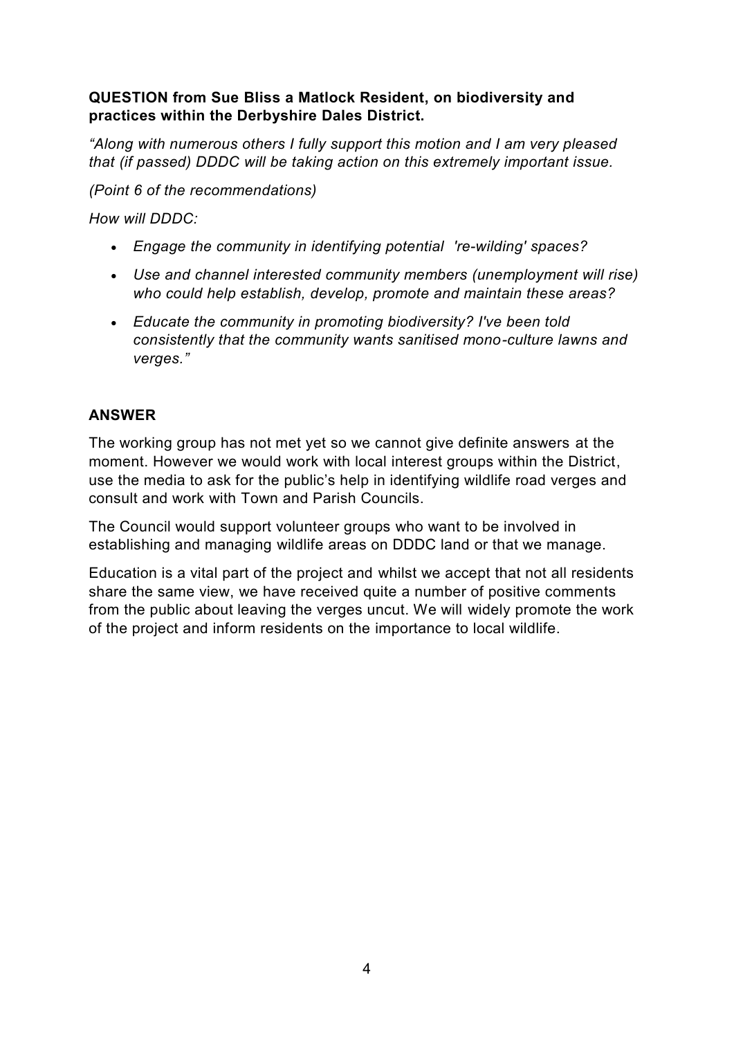**QUESTION from Sue Bliss a Matlock Resident, on biodiversity and practices within the Derbyshire Dales District.**

*"Along with numerous others I fully support this motion and I am very pleased that (if passed) DDDC will be taking action on this extremely important issue.*

*(Point 6 of the recommendations)*

*How will DDDC:*

- *Engage the community in identifying potential 're-wilding' spaces?*
- *Use and channel interested community members (unemployment will rise) who could help establish, develop, promote and maintain these areas?*
- *Educate the community in promoting biodiversity? I've been told consistently that the community wants sanitised mono-culture lawns and verges."*

**ANSWER**

The working group has not met yet so we cannot give definite answers at the moment. However we would work with local interest groups within the District, use the media to ask for the public's help in identifying wildlife road verges and consult and work with Town and Parish Councils.

The Council would support volunteer groups who want to be involved in establishing and managing wildlife areas on DDDC land or that we manage.

Education is a vital part of the project and whilst we accept that not all residents share the same view, we have received quite a number of positive comments from the public about leaving the verges uncut. We will widely promote the work of the project and inform residents on the importance to local wildlife.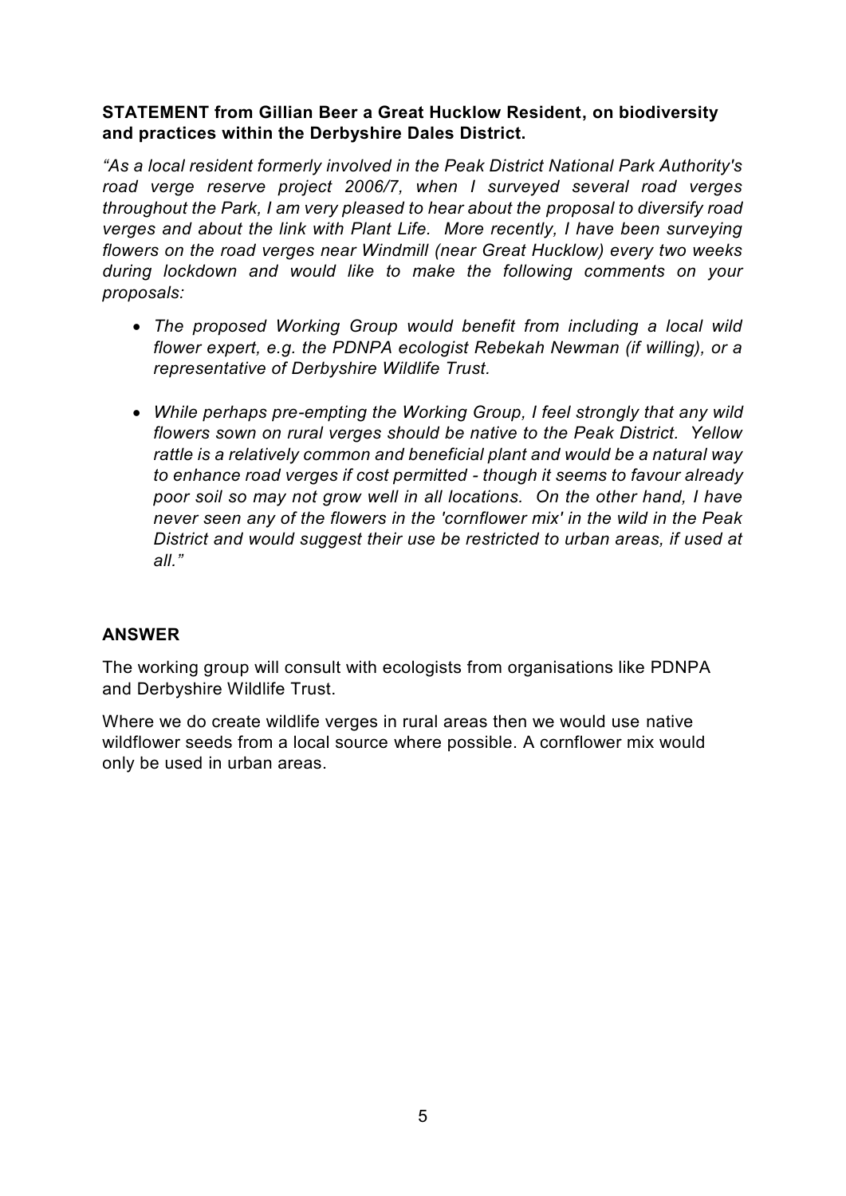**STATEMENT from Gillian Beer a Great Hucklow Resident, on biodiversity and practices within the Derbyshire Dales District.**

*"As a local resident formerly involved in the Peak District National Park Authority's road verge reserve project 2006/7, when I surveyed several road verges throughout the Park, I am very pleased to hear about the proposal to diversify road verges and about the link with Plant Life. More recently, I have been surveying flowers on the road verges near Windmill (near Great Hucklow) every two weeks during lockdown and would like to make the following comments on your proposals:*

- *The proposed Working Group would benefit from including a local wild flower expert, e.g. the PDNPA ecologist Rebekah Newman (if willing), or a representative of Derbyshire Wildlife Trust.*
- *While perhaps pre-empting the Working Group, I feel strongly that any wild flowers sown on rural verges should be native to the Peak District. Yellow rattle is a relatively common and beneficial plant and would be a natural way to enhance road verges if cost permitted - though it seems to favour already poor soil so may not grow well in all locations. On the other hand, I have never seen any of the flowers in the 'cornflower mix' in the wild in the Peak District and would suggest their use be restricted to urban areas, if used at all."*

**ANSWER**

The working group will consult with ecologists from organisations like PDNPA and Derbyshire Wildlife Trust.

Where we do create wildlife verges in rural areas then we would use native wildflower seeds from a local source where possible. A cornflower mix would only be used in urban areas.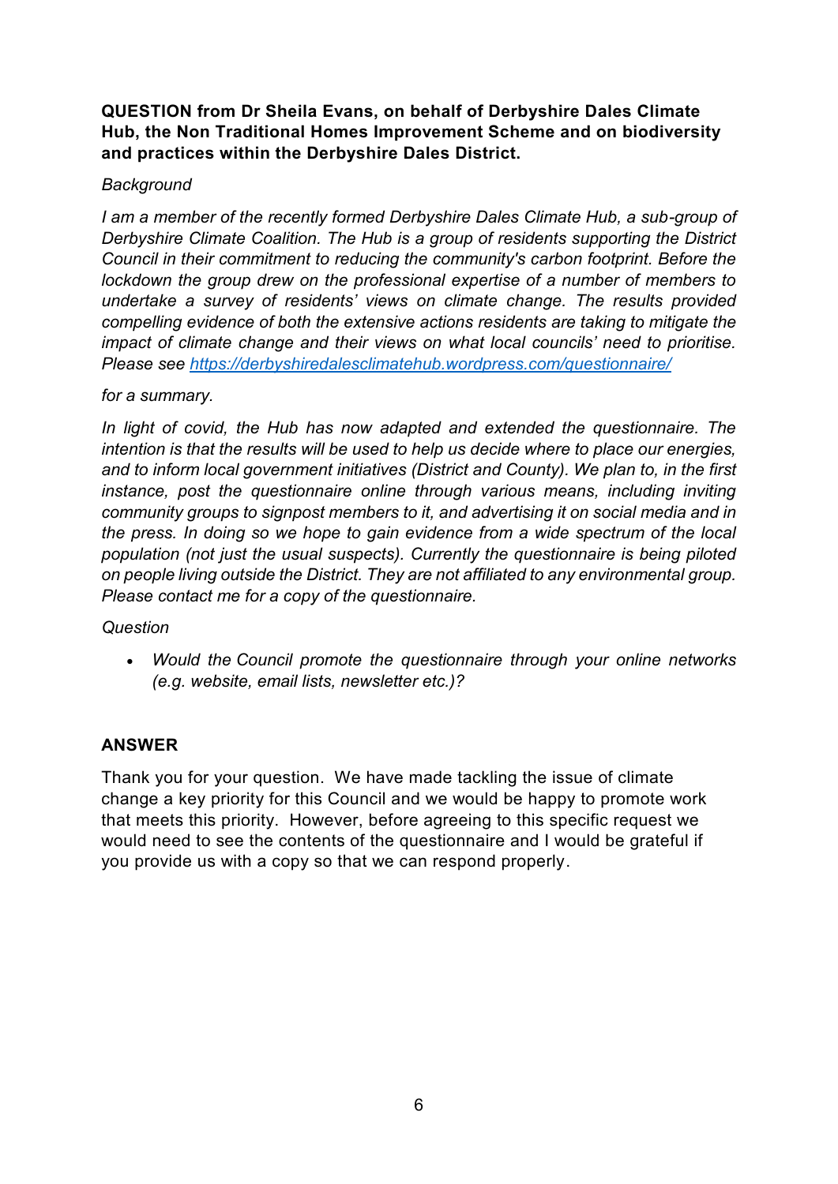**QUESTION from Dr Sheila Evans, on behalf of Derbyshire Dales Climate Hub, the Non Traditional Homes Improvement Scheme and on biodiversity and practices within the Derbyshire Dales District.**

*Background*

*I am a member of the recently formed Derbyshire Dales Climate Hub, a sub-group of Derbyshire Climate Coalition. The Hub is a group of residents supporting the District Council in their commitment to reducing the community's carbon footprint. Before the lockdown the group drew on the professional expertise of a number of members to undertake a survey of residents' views on climate change. The results provided compelling evidence of both the extensive actions residents are taking to mitigate the impact of climate change and their views on what local councils' need to prioritise. Please see [https://derbyshiredalesclimatehub.wordpress.com/questionnaire/](https://derbyshiredalesclimatehub.wordpress.com/questionnaire/)*

*for a summary.*

*In light of covid, the Hub has now adapted and extended the questionnaire. The intention is that the results will be used to help us decide where to place our energies, and to inform local government initiatives (District and County). We plan to, in the first instance, post the questionnaire online through various means, including inviting community groups to signpost members to it, and advertising it on social media and in the press. In doing so we hope to gain evidence from a wide spectrum of the local population (not just the usual suspects). Currently the questionnaire is being piloted on people living outside the District. They are not affiliated to any environmental group. Please contact me for a copy of the questionnaire.*

*Question*

- *Would the Council promote the questionnaire through your online networks (e.g. website, email lists, newsletter etc.)?*

**ANSWER**

Thank you for your question. We have made tackling the issue of climate change a key priority for this Council and we would be happy to promote work that meets this priority. However, before agreeing to this specific request we would need to see the contents of the questionnaire and I would be grateful if you provide us with a copy so that we can respond properly.